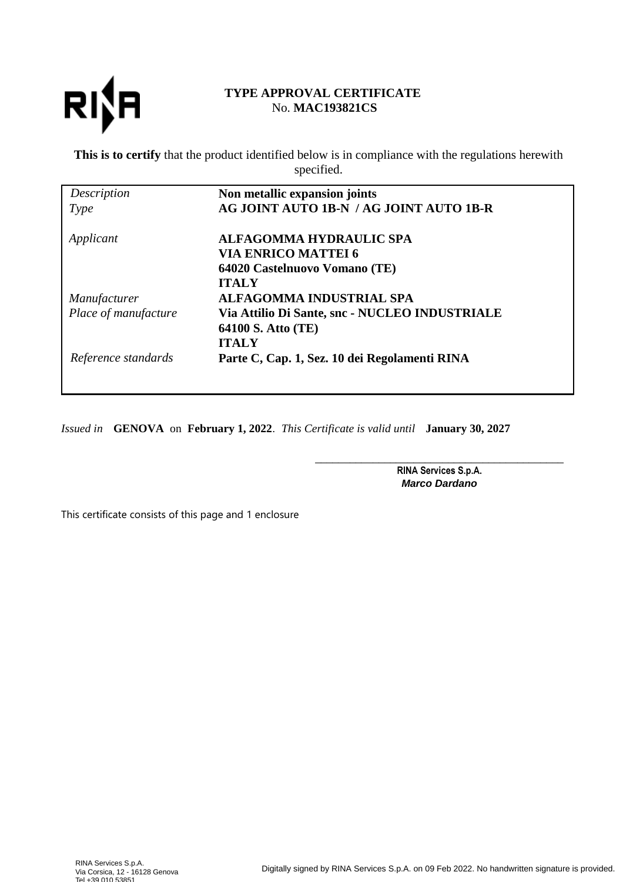# TYPE APPROVAL CERTIFICATE

No. **MAC193821CS**

**This is to certify** that the product identified below is in compliance with the regulations herewith specified.

| | |
|---|---|
| *Description* | **Non metallic expansion joints** |
| *Type* | **AG JOINT AUTO 1B-N / AG JOINT AUTO 1B-R** |
| *Applicant* | **ALFAGOMMA HYDRAULIC SPA**<br>**VIA ENRICO MATTEI 6**<br>**64020 Castelnuovo Vomano (TE)**<br>**ITALY** |
| *Manufacturer* | **ALFAGOMMA INDUSTRIAL SPA** |
| *Place of manufacture* | **Via Attilio Di Sante, snc - NUCLEO INDUSTRIALE**<br>**64100 S. Atto (TE)**<br>**ITALY** |
| *Reference standards* | **Parte C, Cap. 1, Sez. 10 dei Regolamenti RINA** |

*Issued in* **GENOVA** on **February 1, 2022**. *This Certificate is valid until* **January 30, 2027**

\_\_\_\_\_\_\_\_\_\_\_\_\_\_\_\_\_\_\_\_\_\_\_\_\_\_\_\_\_\_\_\_\_\_\_\_\_\_\_\_\_\_\_\_

**RINA Services S.p.A.**

***Marco Dardano***

This certificate consists of this page and 1 enclosure

RINA Services S.p.A.
Via Corsica, 12 - 16128 Genova
Tel +39 010 53851

Digitally signed by RINA Services S.p.A. on 09 Feb 2022. No handwritten signature is provided.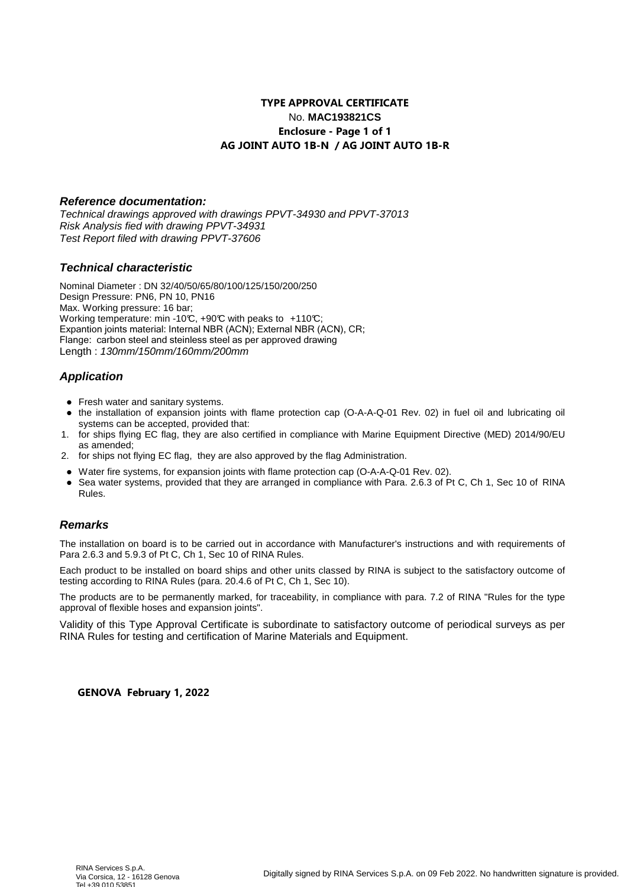**TYPE APPROVAL CERTIFICATE**

No. **MAC193821CS**

**Enclosure - Page 1 of 1**

**AG JOINT AUTO 1B-N / AG JOINT AUTO 1B-R**

### *Reference documentation:*

*Technical drawings approved with drawings PPVT-34930 and PPVT-37013*
*Risk Analysis fied with drawing PPVT-34931*
*Test Report filed with drawing PPVT-37606*

### *Technical characteristic*

Nominal Diameter : DN 32/40/50/65/80/100/125/150/200/250
Design Pressure: PN6, PN 10, PN16
Max. Working pressure: 16 bar;
Working temperature: min -10℃, +90℃ with peaks to +110℃;
Expantion joints material: Internal NBR (ACN); External NBR (ACN), CR;
Flange: carbon steel and steinless steel as per approved drawing
Length : *130mm/150mm/160mm/200mm*

### *Application*

- Fresh water and sanitary systems.
- the installation of expansion joints with flame protection cap (O-A-A-Q-01 Rev. 02) in fuel oil and lubricating oil systems can be accepted, provided that:

1. for ships flying EC flag, they are also certified in compliance with Marine Equipment Directive (MED) 2014/90/EU as amended;
2. for ships not flying EC flag, they are also approved by the flag Administration.

- Water fire systems, for expansion joints with flame protection cap (O-A-A-Q-01 Rev. 02).
- Sea water systems, provided that they are arranged in compliance with Para. 2.6.3 of Pt C, Ch 1, Sec 10 of RINA Rules.

### *Remarks*

The installation on board is to be carried out in accordance with Manufacturer's instructions and with requirements of Para 2.6.3 and 5.9.3 of Pt C, Ch 1, Sec 10 of RINA Rules.

Each product to be installed on board ships and other units classed by RINA is subject to the satisfactory outcome of testing according to RINA Rules (para. 20.4.6 of Pt C, Ch 1, Sec 10).

The products are to be permanently marked, for traceability, in compliance with para. 7.2 of RINA "Rules for the type approval of flexible hoses and expansion joints".

Validity of this Type Approval Certificate is subordinate to satisfactory outcome of periodical surveys as per RINA Rules for testing and certification of Marine Materials and Equipment.

**GENOVA February 1, 2022**

RINA Services S.p.A.
Via Corsica, 12 - 16128 Genova
Tel +39 010 53851

Digitally signed by RINA Services S.p.A. on 09 Feb 2022. No handwritten signature is provided.